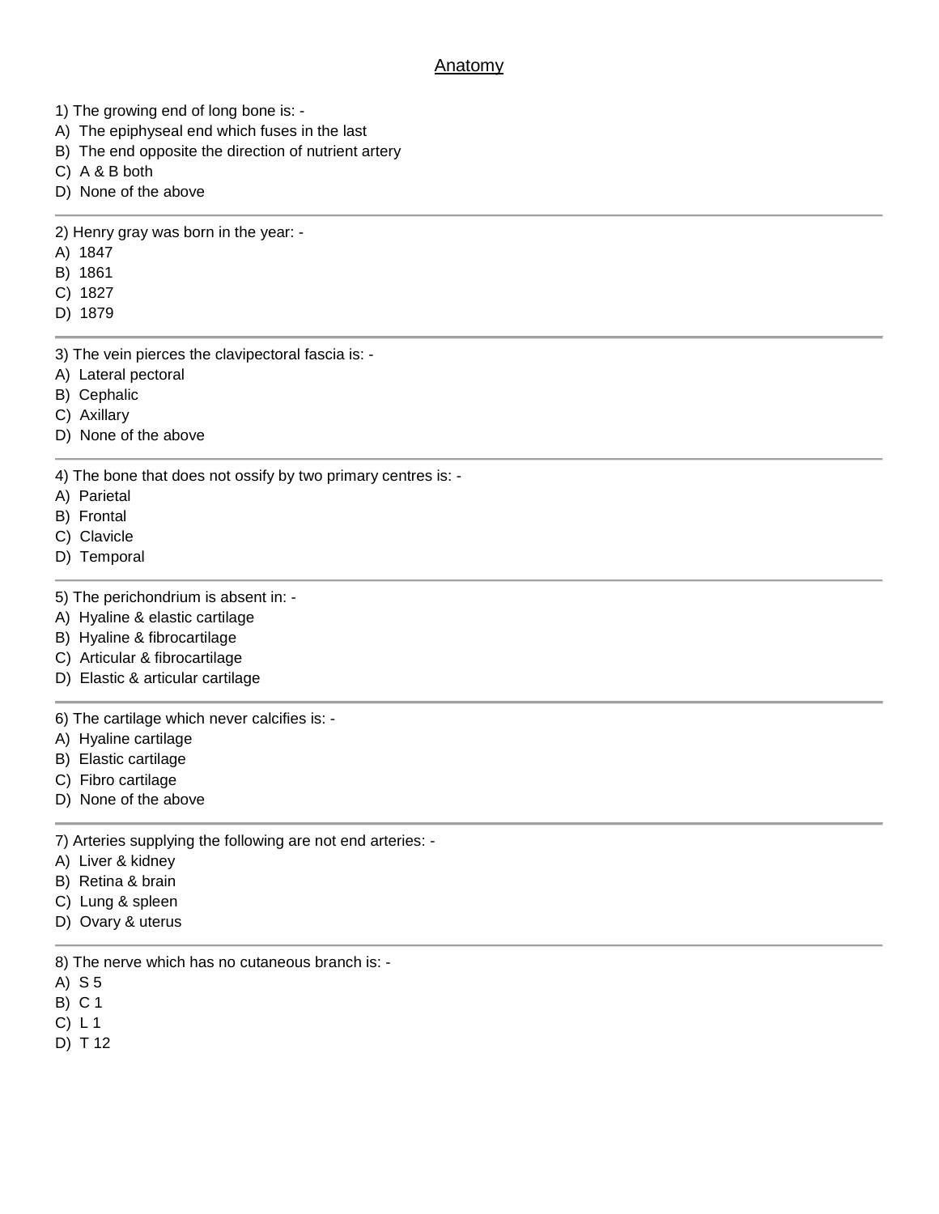# Anatomy

1) The growing end of long bone is: -

A) The epiphyseal end which fuses in the last
B) The end opposite the direction of nutrient artery
C) A & B both
D) None of the above

---

2) Henry gray was born in the year: -

A) 1847
B) 1861
C) 1827
D) 1879

---

3) The vein pierces the clavipectoral fascia is: -

A) Lateral pectoral
B) Cephalic
C) Axillary
D) None of the above

---

4) The bone that does not ossify by two primary centres is: -

A) Parietal
B) Frontal
C) Clavicle
D) Temporal

---

5) The perichondrium is absent in: -

A) Hyaline & elastic cartilage
B) Hyaline & fibrocartilage
C) Articular & fibrocartilage
D) Elastic & articular cartilage

---

6) The cartilage which never calcifies is: -

A) Hyaline cartilage
B) Elastic cartilage
C) Fibro cartilage
D) None of the above

---

7) Arteries supplying the following are not end arteries: -

A) Liver & kidney
B) Retina & brain
C) Lung & spleen
D) Ovary & uterus

---

8) The nerve which has no cutaneous branch is: -

A) S 5
B) C 1
C) L 1
D) T 12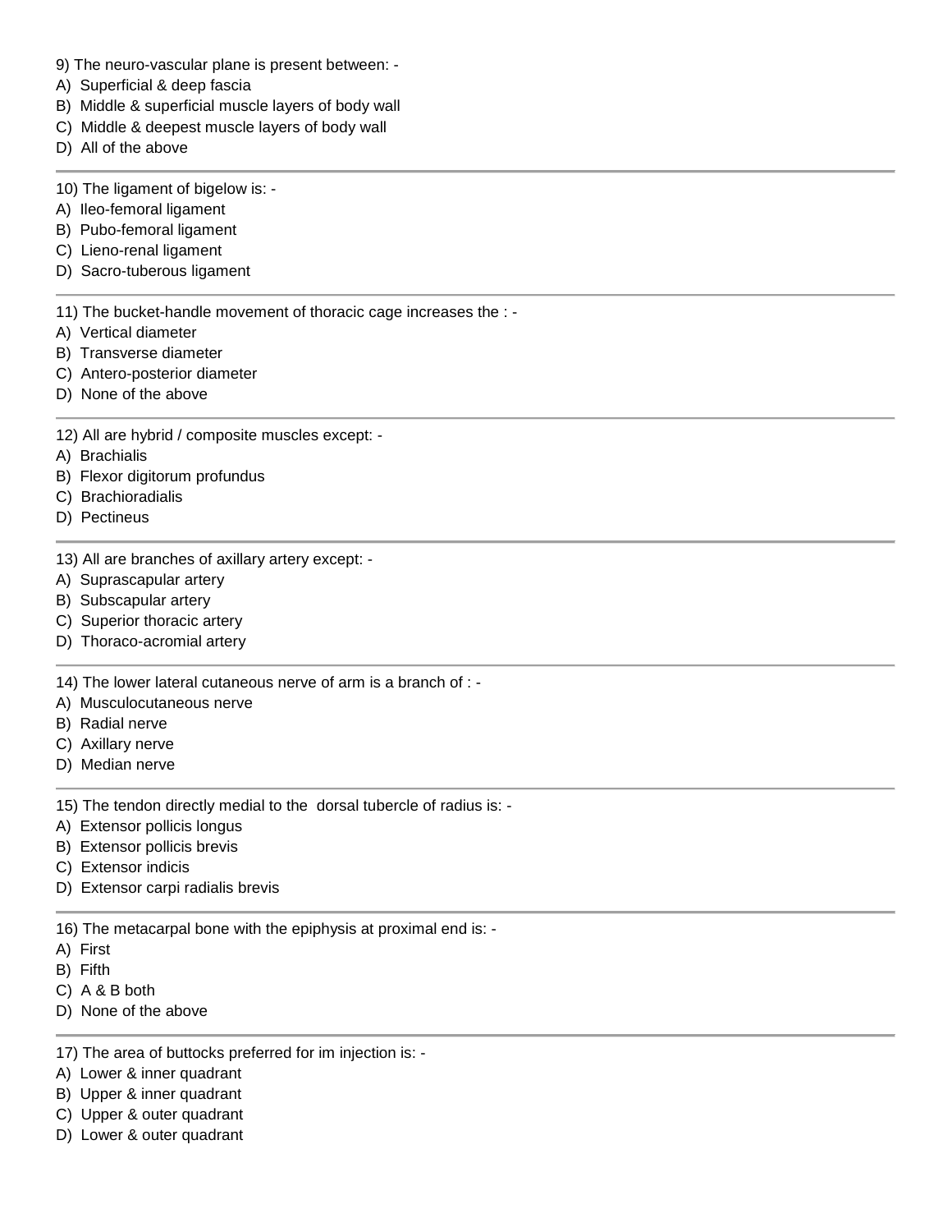9) The neuro-vascular plane is present between: -

A) Superficial & deep fascia
B) Middle & superficial muscle layers of body wall
C) Middle & deepest muscle layers of body wall
D) All of the above

---

10) The ligament of bigelow is: -

A) Ileo-femoral ligament
B) Pubo-femoral ligament
C) Lieno-renal ligament
D) Sacro-tuberous ligament

---

11) The bucket-handle movement of thoracic cage increases the : -

A) Vertical diameter
B) Transverse diameter
C) Antero-posterior diameter
D) None of the above

---

12) All are hybrid / composite muscles except: -

A) Brachialis
B) Flexor digitorum profundus
C) Brachioradialis
D) Pectineus

---

13) All are branches of axillary artery except: -

A) Suprascapular artery
B) Subscapular artery
C) Superior thoracic artery
D) Thoraco-acromial artery

---

14) The lower lateral cutaneous nerve of arm is a branch of : -

A) Musculocutaneous nerve
B) Radial nerve
C) Axillary nerve
D) Median nerve

---

15) The tendon directly medial to the dorsal tubercle of radius is: -

A) Extensor pollicis longus
B) Extensor pollicis brevis
C) Extensor indicis
D) Extensor carpi radialis brevis

---

16) The metacarpal bone with the epiphysis at proximal end is: -

A) First
B) Fifth
C) A & B both
D) None of the above

---

17) The area of buttocks preferred for im injection is: -

A) Lower & inner quadrant
B) Upper & inner quadrant
C) Upper & outer quadrant
D) Lower & outer quadrant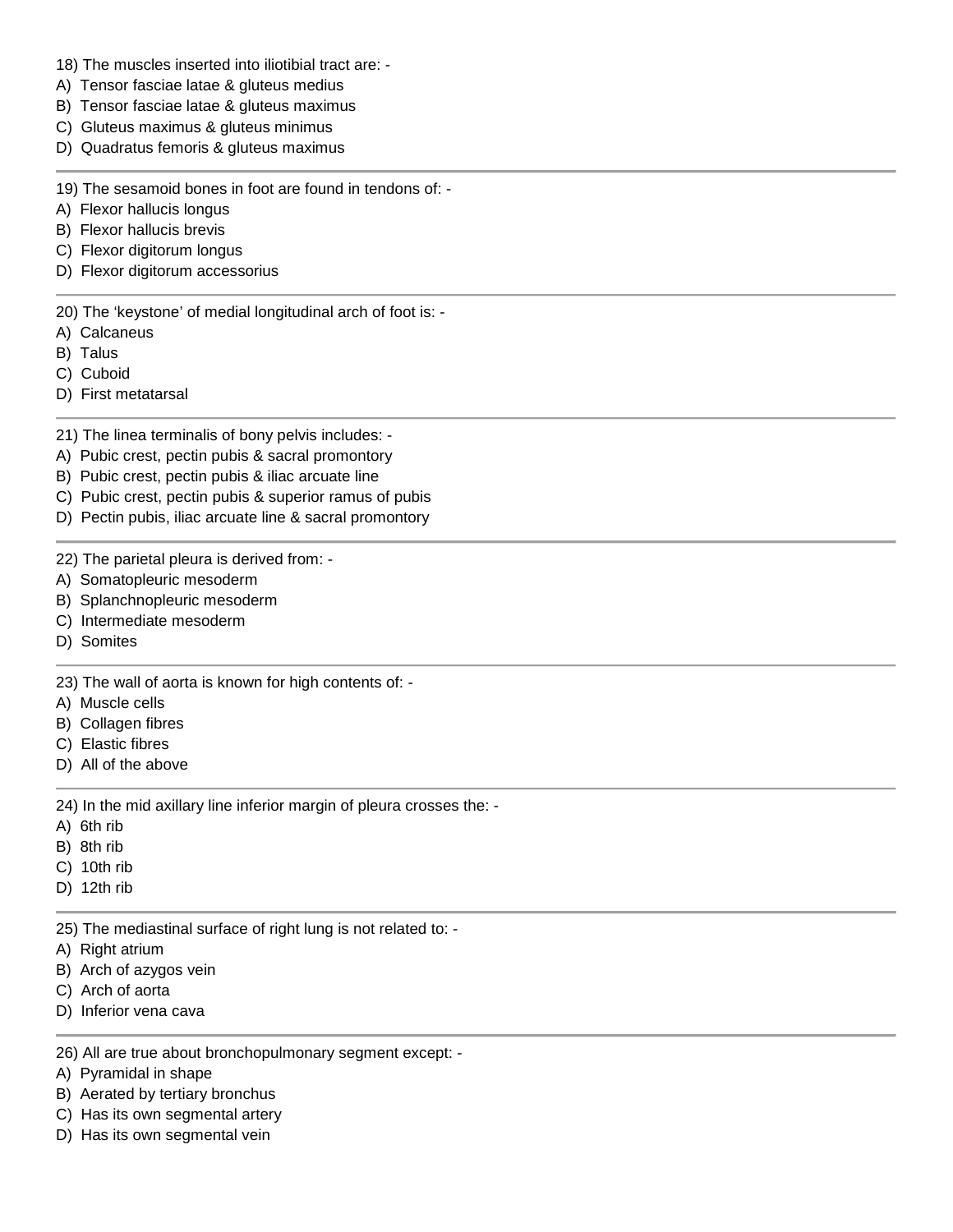18) The muscles inserted into iliotibial tract are: -

A) Tensor fasciae latae & gluteus medius
B) Tensor fasciae latae & gluteus maximus
C) Gluteus maximus & gluteus minimus
D) Quadratus femoris & gluteus maximus

---

19) The sesamoid bones in foot are found in tendons of: -

A) Flexor hallucis longus
B) Flexor hallucis brevis
C) Flexor digitorum longus
D) Flexor digitorum accessorius

---

20) The ‘keystone’ of medial longitudinal arch of foot is: -

A) Calcaneus
B) Talus
C) Cuboid
D) First metatarsal

---

21) The linea terminalis of bony pelvis includes: -

A) Pubic crest, pectin pubis & sacral promontory
B) Pubic crest, pectin pubis & iliac arcuate line
C) Pubic crest, pectin pubis & superior ramus of pubis
D) Pectin pubis, iliac arcuate line & sacral promontory

---

22) The parietal pleura is derived from: -

A) Somatopleuric mesoderm
B) Splanchnopleuric mesoderm
C) Intermediate mesoderm
D) Somites

---

23) The wall of aorta is known for high contents of: -

A) Muscle cells
B) Collagen fibres
C) Elastic fibres
D) All of the above

---

24) In the mid axillary line inferior margin of pleura crosses the: -

A) 6th rib
B) 8th rib
C) 10th rib
D) 12th rib

---

25) The mediastinal surface of right lung is not related to: -

A) Right atrium
B) Arch of azygos vein
C) Arch of aorta
D) Inferior vena cava

---

26) All are true about bronchopulmonary segment except: -

A) Pyramidal in shape
B) Aerated by tertiary bronchus
C) Has its own segmental artery
D) Has its own segmental vein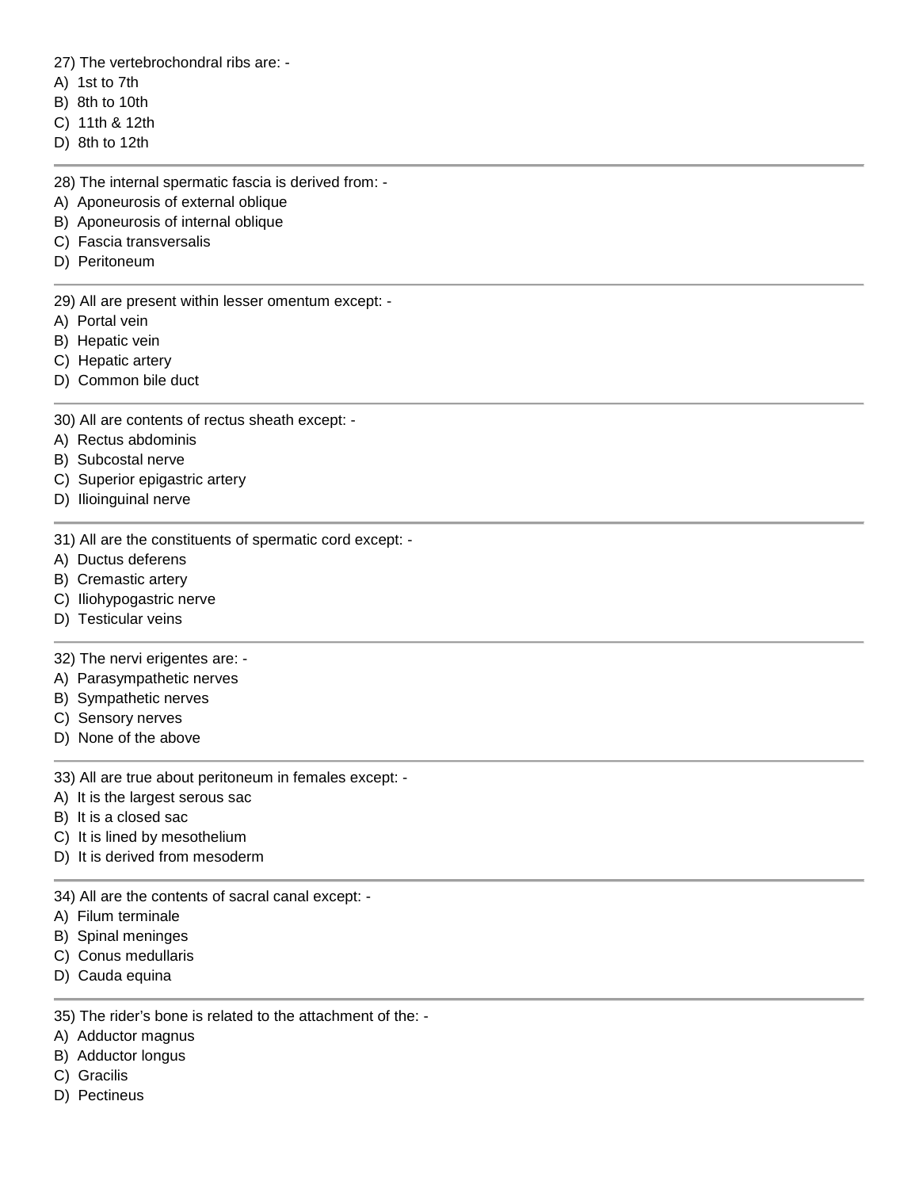27) The vertebrochondral ribs are: -

A) 1st to 7th
B) 8th to 10th
C) 11th & 12th
D) 8th to 12th

---

28) The internal spermatic fascia is derived from: -

A) Aponeurosis of external oblique
B) Aponeurosis of internal oblique
C) Fascia transversalis
D) Peritoneum

---

29) All are present within lesser omentum except: -

A) Portal vein
B) Hepatic vein
C) Hepatic artery
D) Common bile duct

---

30) All are contents of rectus sheath except: -

A) Rectus abdominis
B) Subcostal nerve
C) Superior epigastric artery
D) Ilioinguinal nerve

---

31) All are the constituents of spermatic cord except: -

A) Ductus deferens
B) Cremastic artery
C) Iliohypogastric nerve
D) Testicular veins

---

32) The nervi erigentes are: -

A) Parasympathetic nerves
B) Sympathetic nerves
C) Sensory nerves
D) None of the above

---

33) All are true about peritoneum in females except: -

A) It is the largest serous sac
B) It is a closed sac
C) It is lined by mesothelium
D) It is derived from mesoderm

---

34) All are the contents of sacral canal except: -

A) Filum terminale
B) Spinal meninges
C) Conus medullaris
D) Cauda equina

---

35) The rider's bone is related to the attachment of the: -

A) Adductor magnus
B) Adductor longus
C) Gracilis
D) Pectineus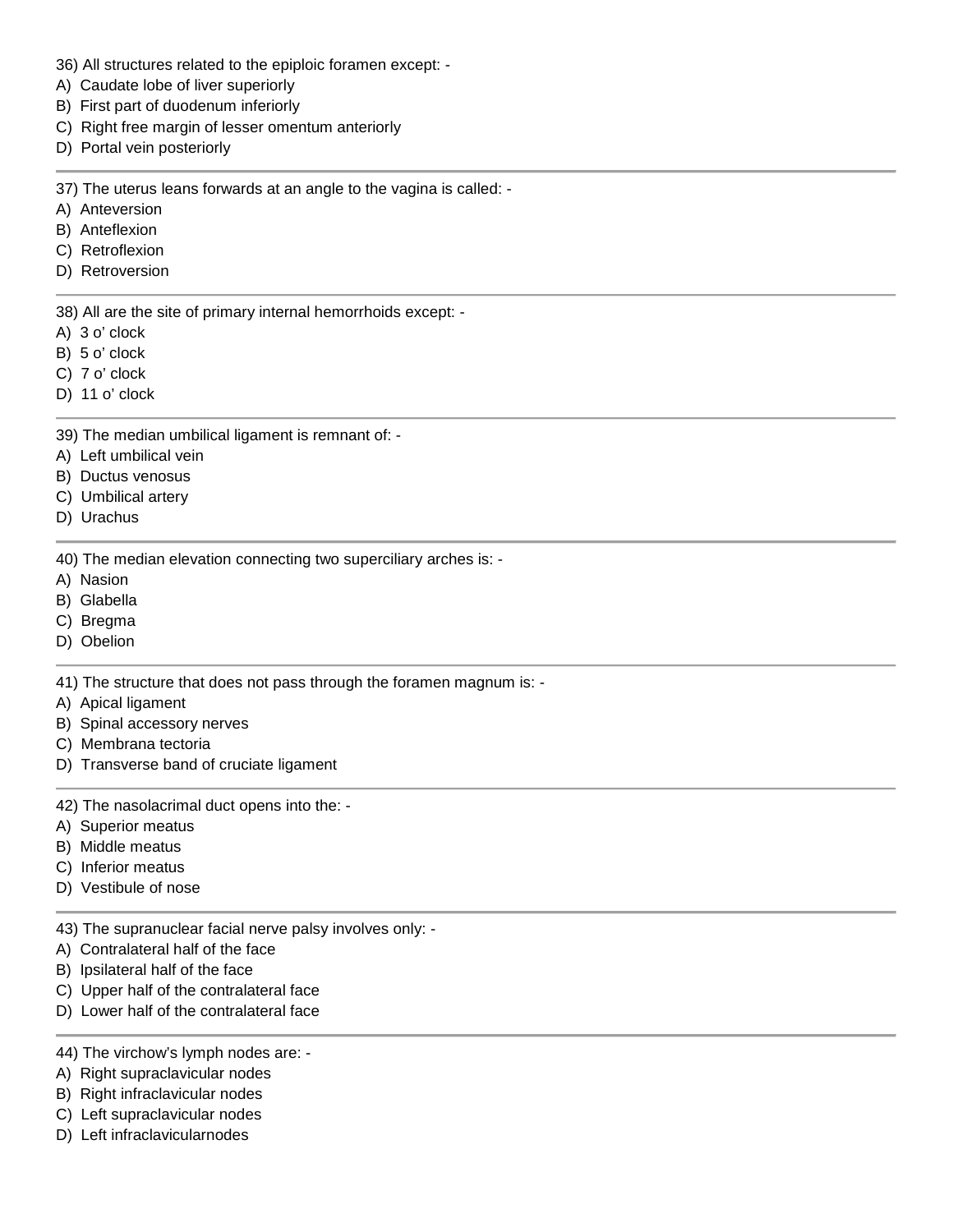36) All structures related to the epiploic foramen except: -

A) Caudate lobe of liver superiorly
B) First part of duodenum inferiorly
C) Right free margin of lesser omentum anteriorly
D) Portal vein posteriorly

---

37) The uterus leans forwards at an angle to the vagina is called: -

A) Anteversion
B) Anteflexion
C) Retroflexion
D) Retroversion

---

38) All are the site of primary internal hemorrhoids except: -

A) 3 o' clock
B) 5 o' clock
C) 7 o' clock
D) 11 o' clock

---

39) The median umbilical ligament is remnant of: -

A) Left umbilical vein
B) Ductus venosus
C) Umbilical artery
D) Urachus

---

40) The median elevation connecting two superciliary arches is: -

A) Nasion
B) Glabella
C) Bregma
D) Obelion

---

41) The structure that does not pass through the foramen magnum is: -

A) Apical ligament
B) Spinal accessory nerves
C) Membrana tectoria
D) Transverse band of cruciate ligament

---

42) The nasolacrimal duct opens into the: -

A) Superior meatus
B) Middle meatus
C) Inferior meatus
D) Vestibule of nose

---

43) The supranuclear facial nerve palsy involves only: -

A) Contralateral half of the face
B) Ipsilateral half of the face
C) Upper half of the contralateral face
D) Lower half of the contralateral face

---

44) The virchow's lymph nodes are: -

A) Right supraclavicular nodes
B) Right infraclavicular nodes
C) Left supraclavicular nodes
D) Left infraclavicularnodes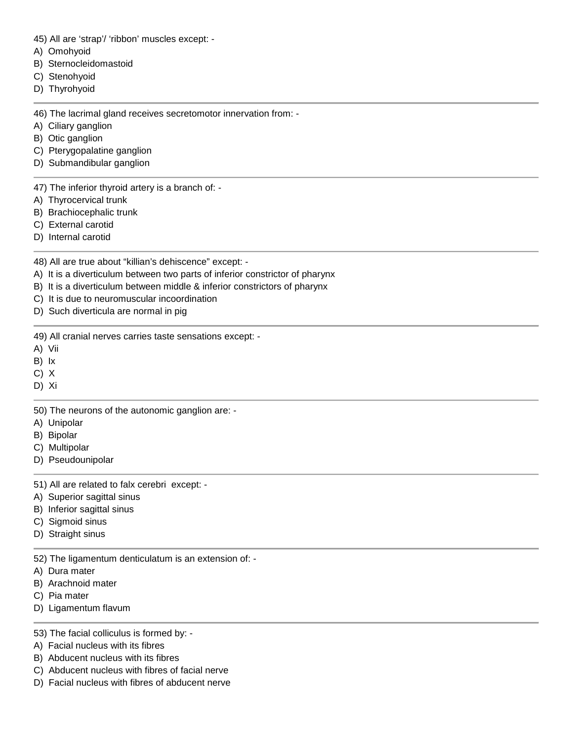45) All are 'strap'/ 'ribbon' muscles except: -
A)  Omohyoid
B)  Sternocleidomastoid
C)  Stenohyoid
D)  Thyrohyoid

---

46) The lacrimal gland receives secretomotor innervation from: -
A)  Ciliary ganglion
B)  Otic ganglion
C)  Pterygopalatine ganglion
D)  Submandibular ganglion

---

47) The inferior thyroid artery is a branch of: -
A)  Thyrocervical trunk
B)  Brachiocephalic trunk
C)  External carotid
D)  Internal carotid

---

48) All are true about "killian's dehiscence" except: -
A)  It is a diverticulum between two parts of inferior constrictor of pharynx
B)  It is a diverticulum between middle & inferior constrictors of pharynx
C)  It is due to neuromuscular incoordination
D)  Such diverticula are normal in pig

---

49) All cranial nerves carries taste sensations except: -
A)  Vii
B)  Ix
C)  X
D)  Xi

---

50) The neurons of the autonomic ganglion are: -
A)  Unipolar
B)  Bipolar
C)  Multipolar
D)  Pseudounipolar

---

51) All are related to falx cerebri  except: -
A)  Superior sagittal sinus
B)  Inferior sagittal sinus
C)  Sigmoid sinus
D)  Straight sinus

---

52) The ligamentum denticulatum is an extension of: -
A)  Dura mater
B)  Arachnoid mater
C)  Pia mater
D)  Ligamentum flavum

---

53) The facial colliculus is formed by: -
A)  Facial nucleus with its fibres
B)  Abducent nucleus with its fibres
C)  Abducent nucleus with fibres of facial nerve
D)  Facial nucleus with fibres of abducent nerve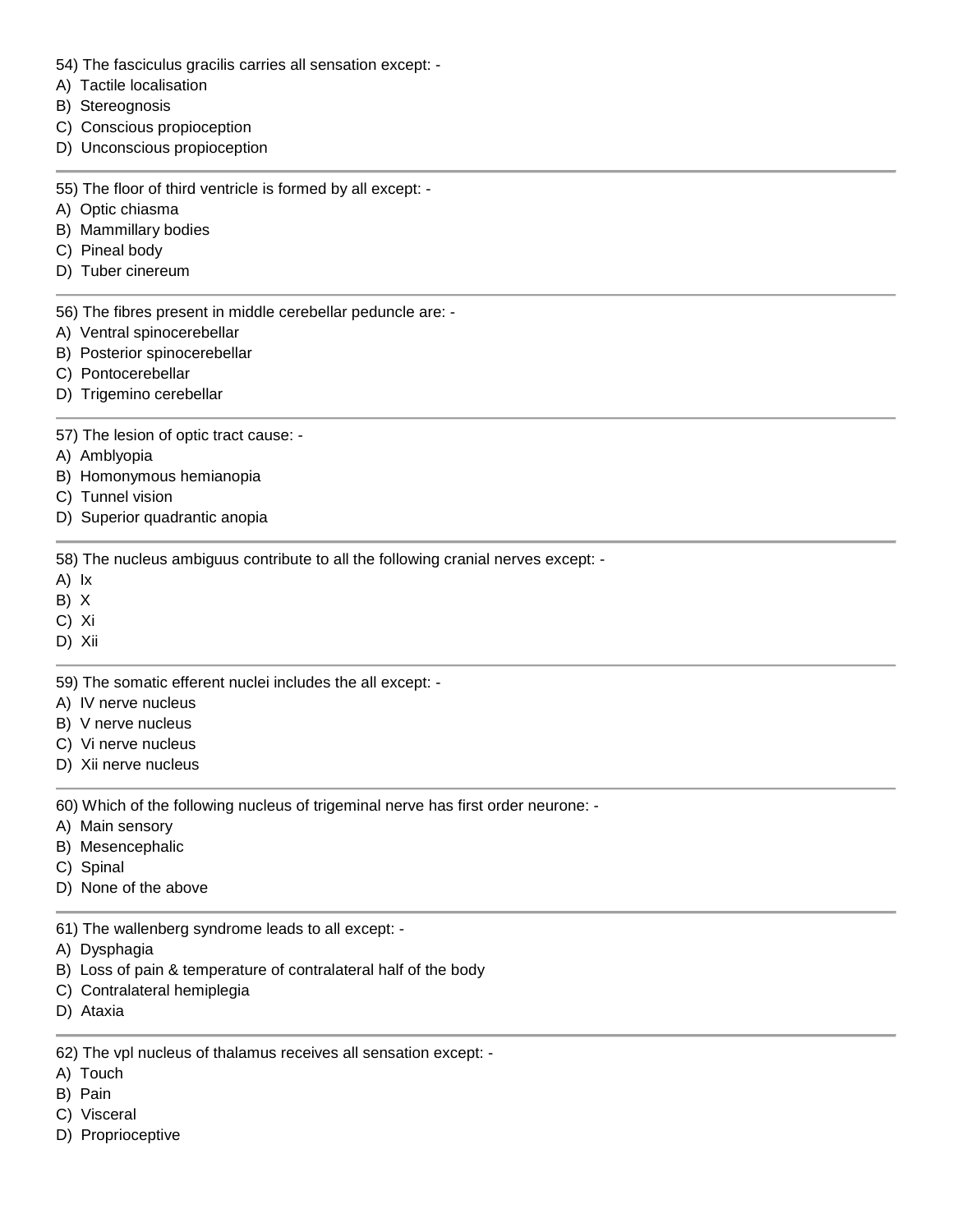54) The fasciculus gracilis carries all sensation except: -
A) Tactile localisation
B) Stereognosis
C) Conscious propioception
D) Unconscious propioception

---

55) The floor of third ventricle is formed by all except: -
A) Optic chiasma
B) Mammillary bodies
C) Pineal body
D) Tuber cinereum

---

56) The fibres present in middle cerebellar peduncle are: -
A) Ventral spinocerebellar
B) Posterior spinocerebellar
C) Pontocerebellar
D) Trigemino cerebellar

---

57) The lesion of optic tract cause: -
A) Amblyopia
B) Homonymous hemianopia
C) Tunnel vision
D) Superior quadrantic anopia

---

58) The nucleus ambiguus contribute to all the following cranial nerves except: -
A) Ix
B) X
C) Xi
D) Xii

---

59) The somatic efferent nuclei includes the all except: -
A) IV nerve nucleus
B) V nerve nucleus
C) Vi nerve nucleus
D) Xii nerve nucleus

---

60) Which of the following nucleus of trigeminal nerve has first order neurone: -
A) Main sensory
B) Mesencephalic
C) Spinal
D) None of the above

---

61) The wallenberg syndrome leads to all except: -
A) Dysphagia
B) Loss of pain & temperature of contralateral half of the body
C) Contralateral hemiplegia
D) Ataxia

---

62) The vpl nucleus of thalamus receives all sensation except: -
A) Touch
B) Pain
C) Visceral
D) Proprioceptive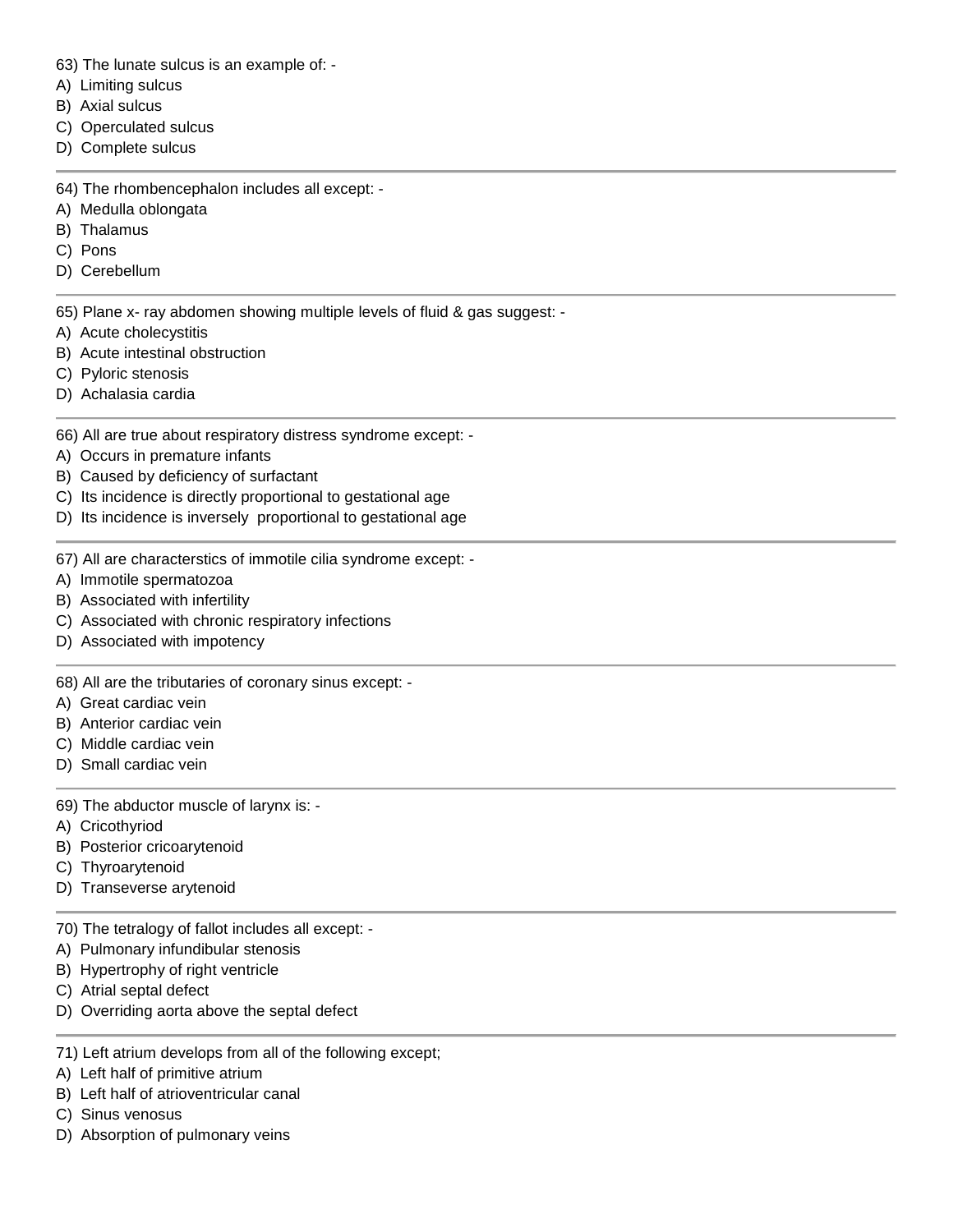63) The lunate sulcus is an example of: -

A) Limiting sulcus
B) Axial sulcus
C) Operculated sulcus
D) Complete sulcus

---

64) The rhombencephalon includes all except: -

A) Medulla oblongata
B) Thalamus
C) Pons
D) Cerebellum

---

65) Plane x- ray abdomen showing multiple levels of fluid & gas suggest: -

A) Acute cholecystitis
B) Acute intestinal obstruction
C) Pyloric stenosis
D) Achalasia cardia

---

66) All are true about respiratory distress syndrome except: -

A) Occurs in premature infants
B) Caused by deficiency of surfactant
C) Its incidence is directly proportional to gestational age
D) Its incidence is inversely proportional to gestational age

---

67) All are characterstics of immotile cilia syndrome except: -

A) Immotile spermatozoa
B) Associated with infertility
C) Associated with chronic respiratory infections
D) Associated with impotency

---

68) All are the tributaries of coronary sinus except: -

A) Great cardiac vein
B) Anterior cardiac vein
C) Middle cardiac vein
D) Small cardiac vein

---

69) The abductor muscle of larynx is: -

A) Cricothyriod
B) Posterior cricoarytenoid
C) Thyroarytenoid
D) Transeverse arytenoid

---

70) The tetralogy of fallot includes all except: -

A) Pulmonary infundibular stenosis
B) Hypertrophy of right ventricle
C) Atrial septal defect
D) Overriding aorta above the septal defect

---

71) Left atrium develops from all of the following except;

A) Left half of primitive atrium
B) Left half of atrioventricular canal
C) Sinus venosus
D) Absorption of pulmonary veins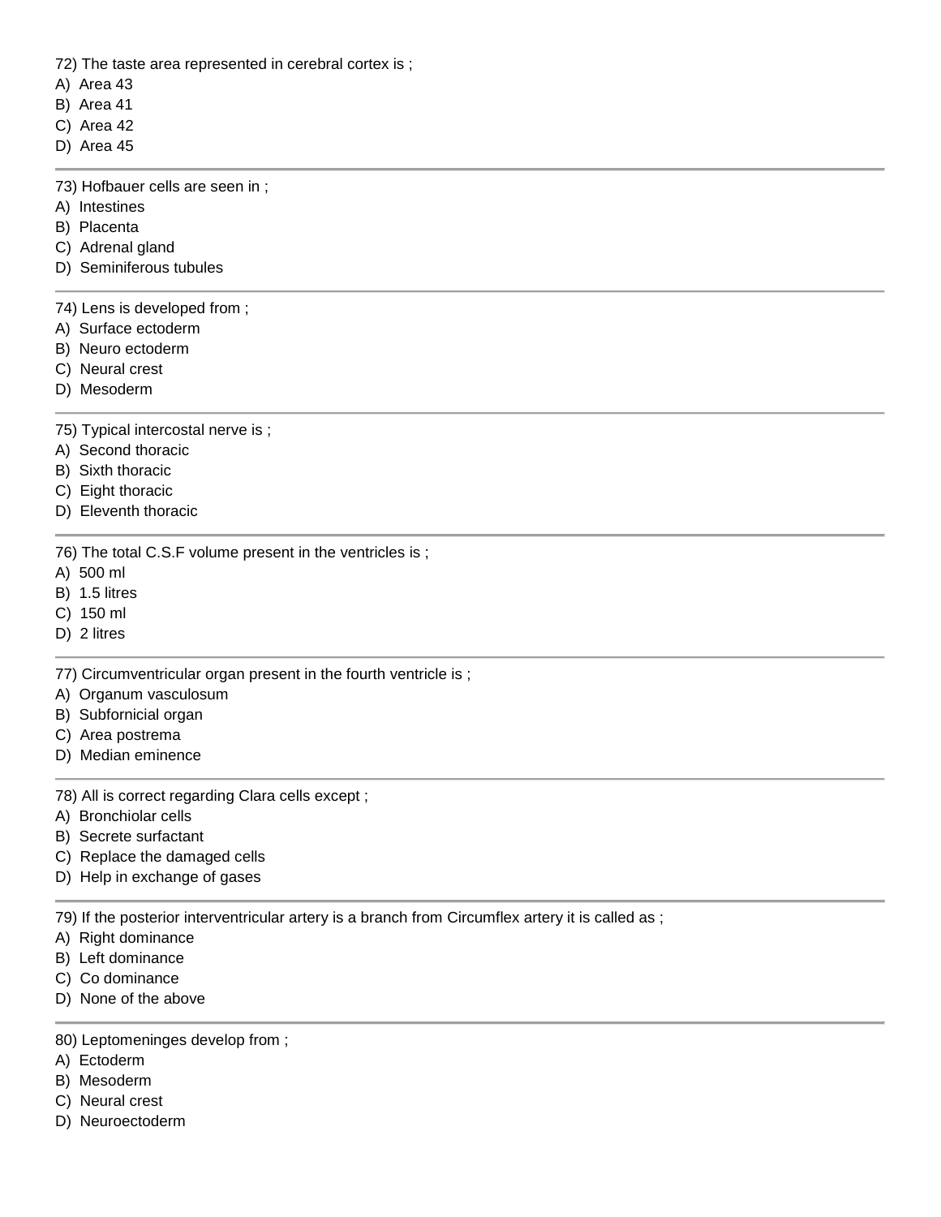72) The taste area represented in cerebral cortex is ;

A) Area 43
B) Area 41
C) Area 42
D) Area 45

---

73) Hofbauer cells are seen in ;

A) Intestines
B) Placenta
C) Adrenal gland
D) Seminiferous tubules

---

74) Lens is developed from ;

A) Surface ectoderm
B) Neuro ectoderm
C) Neural crest
D) Mesoderm

---

75) Typical intercostal nerve is ;

A) Second thoracic
B) Sixth thoracic
C) Eight thoracic
D) Eleventh thoracic

---

76) The total C.S.F volume present in the ventricles is ;

A) 500 ml
B) 1.5 litres
C) 150 ml
D) 2 litres

---

77) Circumventricular organ present in the fourth ventricle is ;

A) Organum vasculosum
B) Subfornicial organ
C) Area postrema
D) Median eminence

---

78) All is correct regarding Clara cells except ;

A) Bronchiolar cells
B) Secrete surfactant
C) Replace the damaged cells
D) Help in exchange of gases

---

79) If the posterior interventricular artery is a branch from Circumflex artery it is called as ;

A) Right dominance
B) Left dominance
C) Co dominance
D) None of the above

---

80) Leptomeninges develop from ;

A) Ectoderm
B) Mesoderm
C) Neural crest
D) Neuroectoderm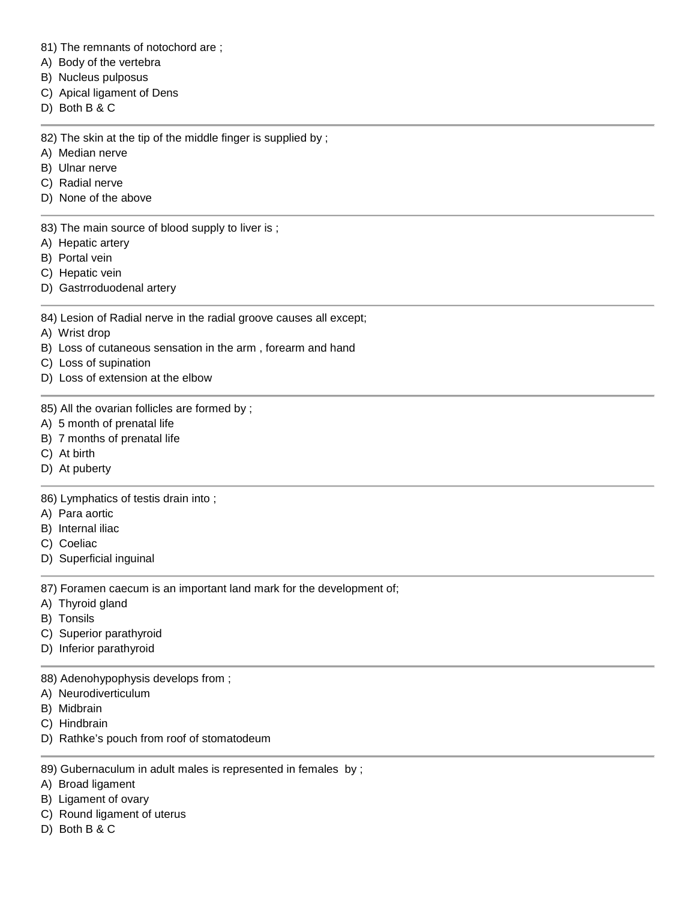81) The remnants of notochord are ;

A) Body of the vertebra
B) Nucleus pulposus
C) Apical ligament of Dens
D) Both B & C

---

82) The skin at the tip of the middle finger is supplied by ;

A) Median nerve
B) Ulnar nerve
C) Radial nerve
D) None of the above

---

83) The main source of blood supply to liver is ;

A) Hepatic artery
B) Portal vein
C) Hepatic vein
D) Gastrroduodenal artery

---

84) Lesion of Radial nerve in the radial groove causes all except;

A) Wrist drop
B) Loss of cutaneous sensation in the arm , forearm and hand
C) Loss of supination
D) Loss of extension at the elbow

---

85) All the ovarian follicles are formed by ;

A) 5 month of prenatal life
B) 7 months of prenatal life
C) At birth
D) At puberty

---

86) Lymphatics of testis drain into ;

A) Para aortic
B) Internal iliac
C) Coeliac
D) Superficial inguinal

---

87) Foramen caecum is an important land mark for the development of;

A) Thyroid gland
B) Tonsils
C) Superior parathyroid
D) Inferior parathyroid

---

88) Adenohypophysis develops from ;

A) Neurodiverticulum
B) Midbrain
C) Hindbrain
D) Rathke's pouch from roof of stomatodeum

---

89) Gubernaculum in adult males is represented in females by ;

A) Broad ligament
B) Ligament of ovary
C) Round ligament of uterus
D) Both B & C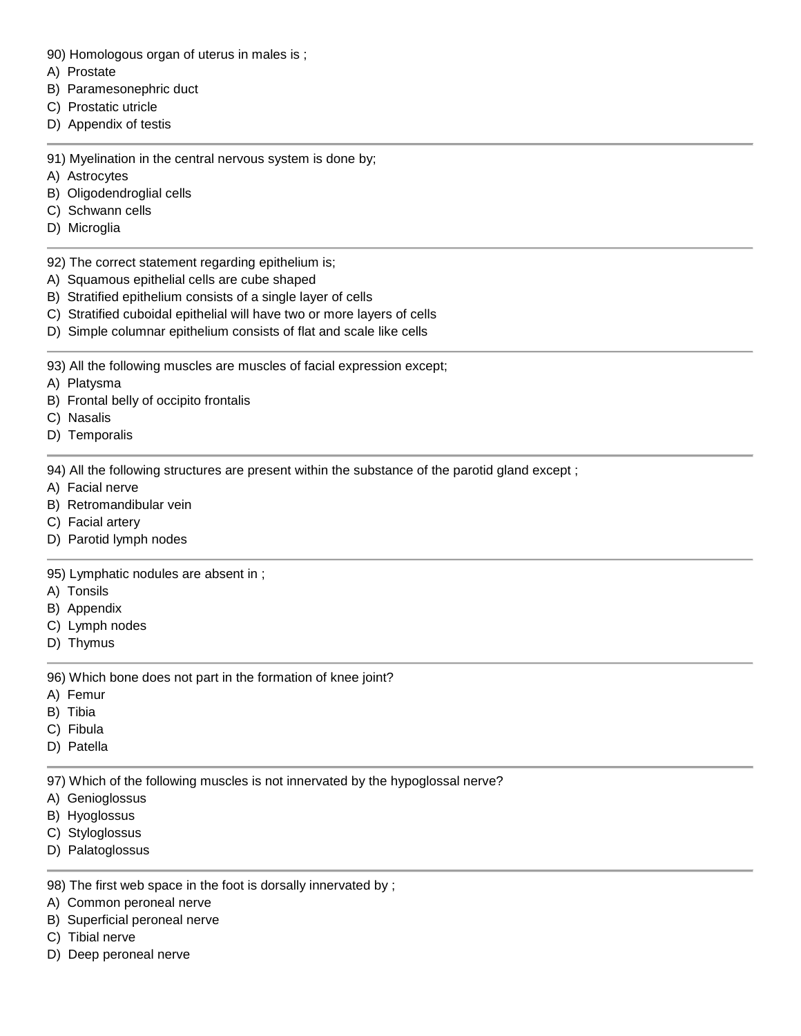90) Homologous organ of uterus in males is ;

A) Prostate

B) Paramesonephric duct

C) Prostatic utricle

D) Appendix of testis

---

91) Myelination in the central nervous system is done by;

A) Astrocytes

B) Oligodendroglial cells

C) Schwann cells

D) Microglia

---

92) The correct statement regarding epithelium is;

A) Squamous epithelial cells are cube shaped

B) Stratified epithelium consists of a single layer of cells

C) Stratified cuboidal epithelial will have two or more layers of cells

D) Simple columnar epithelium consists of flat and scale like cells

---

93) All the following muscles are muscles of facial expression except;

A) Platysma

B) Frontal belly of occipito frontalis

C) Nasalis

D) Temporalis

---

94) All the following structures are present within the substance of the parotid gland except ;

A) Facial nerve

B) Retromandibular vein

C) Facial artery

D) Parotid lymph nodes

---

95) Lymphatic nodules are absent in ;

A) Tonsils

B) Appendix

C) Lymph nodes

D) Thymus

---

96) Which bone does not part in the formation of knee joint?

A) Femur

B) Tibia

C) Fibula

D) Patella

---

97) Which of the following muscles is not innervated by the hypoglossal nerve?

A) Genioglossus

B) Hyoglossus

C) Styloglossus

D) Palatoglossus

---

98) The first web space in the foot is dorsally innervated by ;

A) Common peroneal nerve

B) Superficial peroneal nerve

C) Tibial nerve

D) Deep peroneal nerve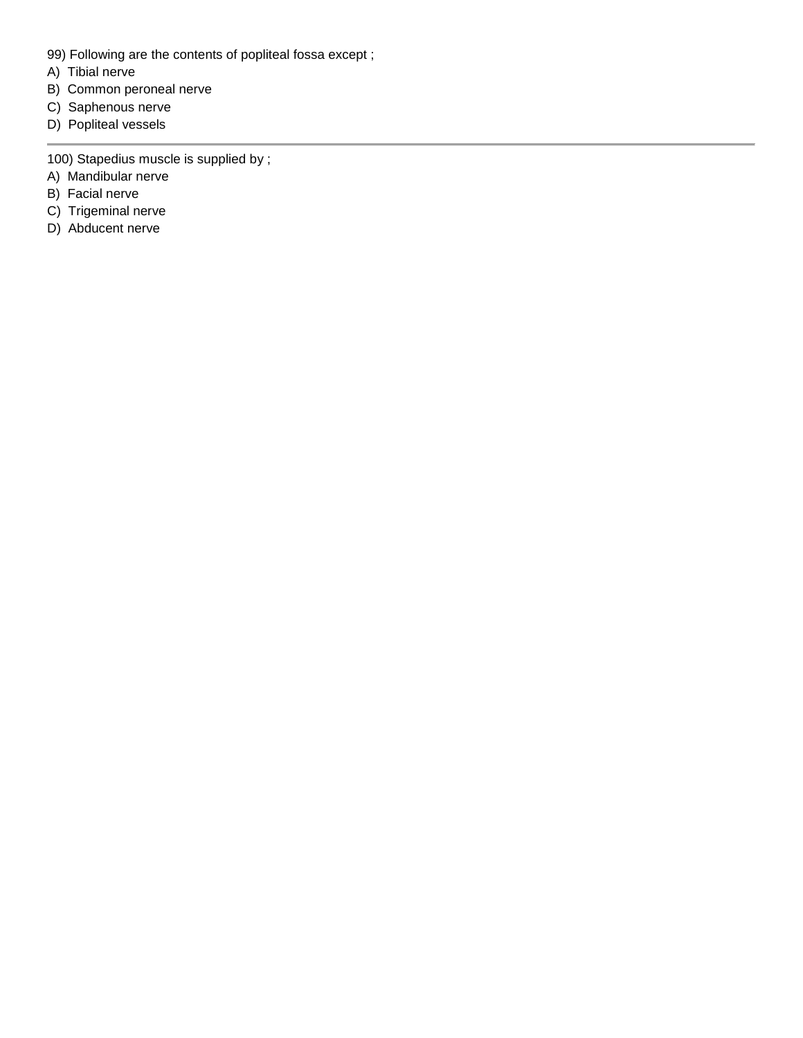99) Following are the contents of popliteal fossa except ;

A) Tibial nerve

B) Common peroneal nerve

C) Saphenous nerve

D) Popliteal vessels

---

100) Stapedius muscle is supplied by ;

A) Mandibular nerve

B) Facial nerve

C) Trigeminal nerve

D) Abducent nerve